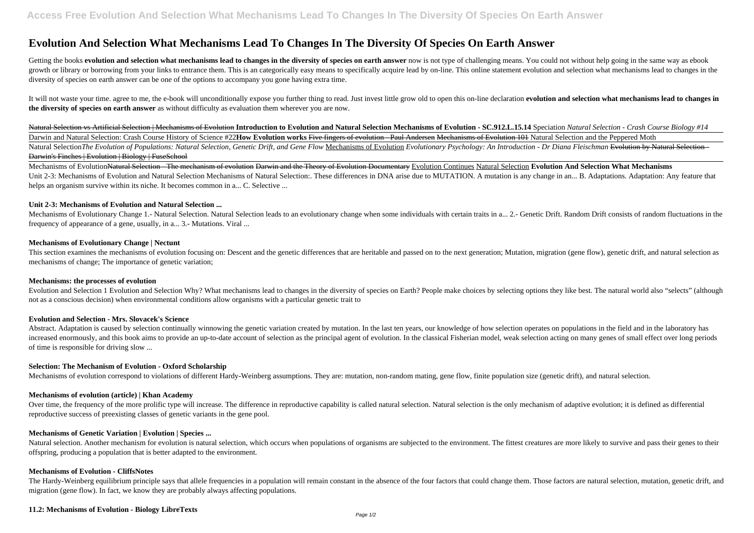# Evolution And Selection What Mechanisms Lead To Changes In The Diversity Of Species On Earth Answer

Getting the books **evolution and selection what mechanisms lead to changes in the diversity of species on earth answer** now is not type of challenging means. You could not without help going in the same way as ebook growth or library or borrowing from your links to entrance them. This is an categorically easy means to specifically acquire lead by on-line. This online statement evolution and selection what mechanisms lead to changes in the diversity of species on earth answer can be one of the options to accompany you gone having extra time.

It will not waste your time. agree to me, the e-book will unconditionally expose you further thing to read. Just invest little grow old to open this on-line declaration **evolution and selection what mechanisms lead to changes in the diversity of species on earth answer** as without difficulty as evaluation them wherever you are now.

~~Natural Selection vs Artificial Selection | Mechanisms of Evolution~~ **Introduction to Evolution and Natural Selection Mechanisms of Evolution - SC.912.L.15.14** Speciation *Natural Selection - Crash Course Biology #14* Darwin and Natural Selection: Crash Course History of Science #22 **How Evolution works** ~~Five fingers of evolution - Paul Andersen~~ ~~Mechanisms of Evolution 101~~ Natural Selection and the Peppered Moth Natural Selection *The Evolution of Populations: Natural Selection, Genetic Drift, and Gene Flow* Mechanisms of Evolution *Evolutionary Psychology: An Introduction - Dr Diana Fleischman* ~~Evolution by Natural Selection - Darwin's Finches | Evolution | Biology | FuseSchool~~

Mechanisms of Evolution ~~Natural Selection - The mechanism of evolution~~ ~~Darwin and the Theory of Evolution Documentary~~ Evolution Continues Natural Selection **Evolution And Selection What Mechanisms**
Unit 2-3: Mechanisms of Evolution and Natural Selection Mechanisms of Natural Selection:. These differences in DNA arise due to MUTATION. A mutation is any change in an... B. Adaptations. Adaptation: Any feature that helps an organism survive within its niche. It becomes common in a... C. Selective ...

**Unit 2-3: Mechanisms of Evolution and Natural Selection ...**

Mechanisms of Evolutionary Change 1.- Natural Selection. Natural Selection leads to an evolutionary change when some individuals with certain traits in a... 2.- Genetic Drift. Random Drift consists of random fluctuations in the frequency of appearance of a gene, usually, in a... 3.- Mutations. Viral ...

**Mechanisms of Evolutionary Change | Nectunt**

This section examines the mechanisms of evolution focusing on: Descent and the genetic differences that are heritable and passed on to the next generation; Mutation, migration (gene flow), genetic drift, and natural selection as mechanisms of change; The importance of genetic variation;

**Mechanisms: the processes of evolution**

Evolution and Selection 1 Evolution and Selection Why? What mechanisms lead to changes in the diversity of species on Earth? People make choices by selecting options they like best. The natural world also "selects" (although not as a conscious decision) when environmental conditions allow organisms with a particular genetic trait to

**Evolution and Selection - Mrs. Slovacek's Science**

Abstract. Adaptation is caused by selection continually winnowing the genetic variation created by mutation. In the last ten years, our knowledge of how selection operates on populations in the field and in the laboratory has increased enormously, and this book aims to provide an up-to-date account of selection as the principal agent of evolution. In the classical Fisherian model, weak selection acting on many genes of small effect over long periods of time is responsible for driving slow ...

**Selection: The Mechanism of Evolution - Oxford Scholarship**

Mechanisms of evolution correspond to violations of different Hardy-Weinberg assumptions. They are: mutation, non-random mating, gene flow, finite population size (genetic drift), and natural selection.

**Mechanisms of evolution (article) | Khan Academy**

Over time, the frequency of the more prolific type will increase. The difference in reproductive capability is called natural selection. Natural selection is the only mechanism of adaptive evolution; it is defined as differential reproductive success of preexisting classes of genetic variants in the gene pool.

**Mechanisms of Genetic Variation | Evolution | Species ...**

Natural selection. Another mechanism for evolution is natural selection, which occurs when populations of organisms are subjected to the environment. The fittest creatures are more likely to survive and pass their genes to their offspring, producing a population that is better adapted to the environment.

**Mechanisms of Evolution - CliffsNotes**

The Hardy-Weinberg equilibrium principle says that allele frequencies in a population will remain constant in the absence of the four factors that could change them. Those factors are natural selection, mutation, genetic drift, and migration (gene flow). In fact, we know they are probably always affecting populations.

**11.2: Mechanisms of Evolution - Biology LibreTexts**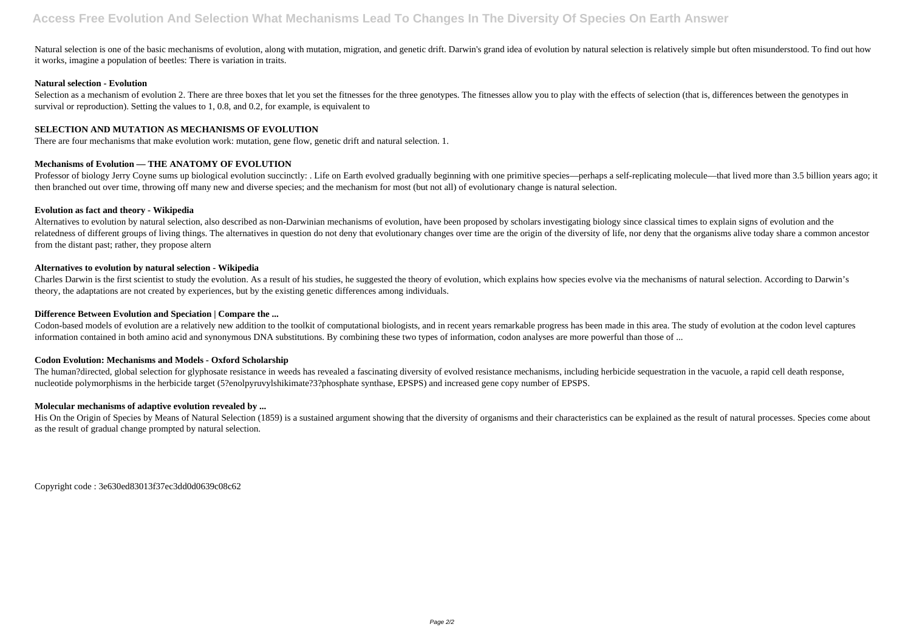Natural selection is one of the basic mechanisms of evolution, along with mutation, migration, and genetic drift. Darwin's grand idea of evolution by natural selection is relatively simple but often misunderstood. To find out how it works, imagine a population of beetles: There is variation in traits.

**Natural selection - Evolution**

Selection as a mechanism of evolution 2. There are three boxes that let you set the fitnesses for the three genotypes. The fitnesses allow you to play with the effects of selection (that is, differences between the genotypes in survival or reproduction). Setting the values to 1, 0.8, and 0.2, for example, is equivalent to

**SELECTION AND MUTATION AS MECHANISMS OF EVOLUTION**

There are four mechanisms that make evolution work: mutation, gene flow, genetic drift and natural selection. 1.

**Mechanisms of Evolution — THE ANATOMY OF EVOLUTION**

Professor of biology Jerry Coyne sums up biological evolution succinctly: . Life on Earth evolved gradually beginning with one primitive species—perhaps a self-replicating molecule—that lived more than 3.5 billion years ago; it then branched out over time, throwing off many new and diverse species; and the mechanism for most (but not all) of evolutionary change is natural selection.

**Evolution as fact and theory - Wikipedia**

Alternatives to evolution by natural selection, also described as non-Darwinian mechanisms of evolution, have been proposed by scholars investigating biology since classical times to explain signs of evolution and the relatedness of different groups of living things. The alternatives in question do not deny that evolutionary changes over time are the origin of the diversity of life, nor deny that the organisms alive today share a common ancestor from the distant past; rather, they propose altern

**Alternatives to evolution by natural selection - Wikipedia**

Charles Darwin is the first scientist to study the evolution. As a result of his studies, he suggested the theory of evolution, which explains how species evolve via the mechanisms of natural selection. According to Darwin's theory, the adaptations are not created by experiences, but by the existing genetic differences among individuals.

**Difference Between Evolution and Speciation | Compare the ...**

Codon-based models of evolution are a relatively new addition to the toolkit of computational biologists, and in recent years remarkable progress has been made in this area. The study of evolution at the codon level captures information contained in both amino acid and synonymous DNA substitutions. By combining these two types of information, codon analyses are more powerful than those of ...

**Codon Evolution: Mechanisms and Models - Oxford Scholarship**

The human?directed, global selection for glyphosate resistance in weeds has revealed a fascinating diversity of evolved resistance mechanisms, including herbicide sequestration in the vacuole, a rapid cell death response, nucleotide polymorphisms in the herbicide target (5?enolpyruvylshikimate?3?phosphate synthase, EPSPS) and increased gene copy number of EPSPS.

**Molecular mechanisms of adaptive evolution revealed by ...**

His On the Origin of Species by Means of Natural Selection (1859) is a sustained argument showing that the diversity of organisms and their characteristics can be explained as the result of natural processes. Species come about as the result of gradual change prompted by natural selection.

Copyright code : 3e630ed83013f37ec3dd0d0639c08c62